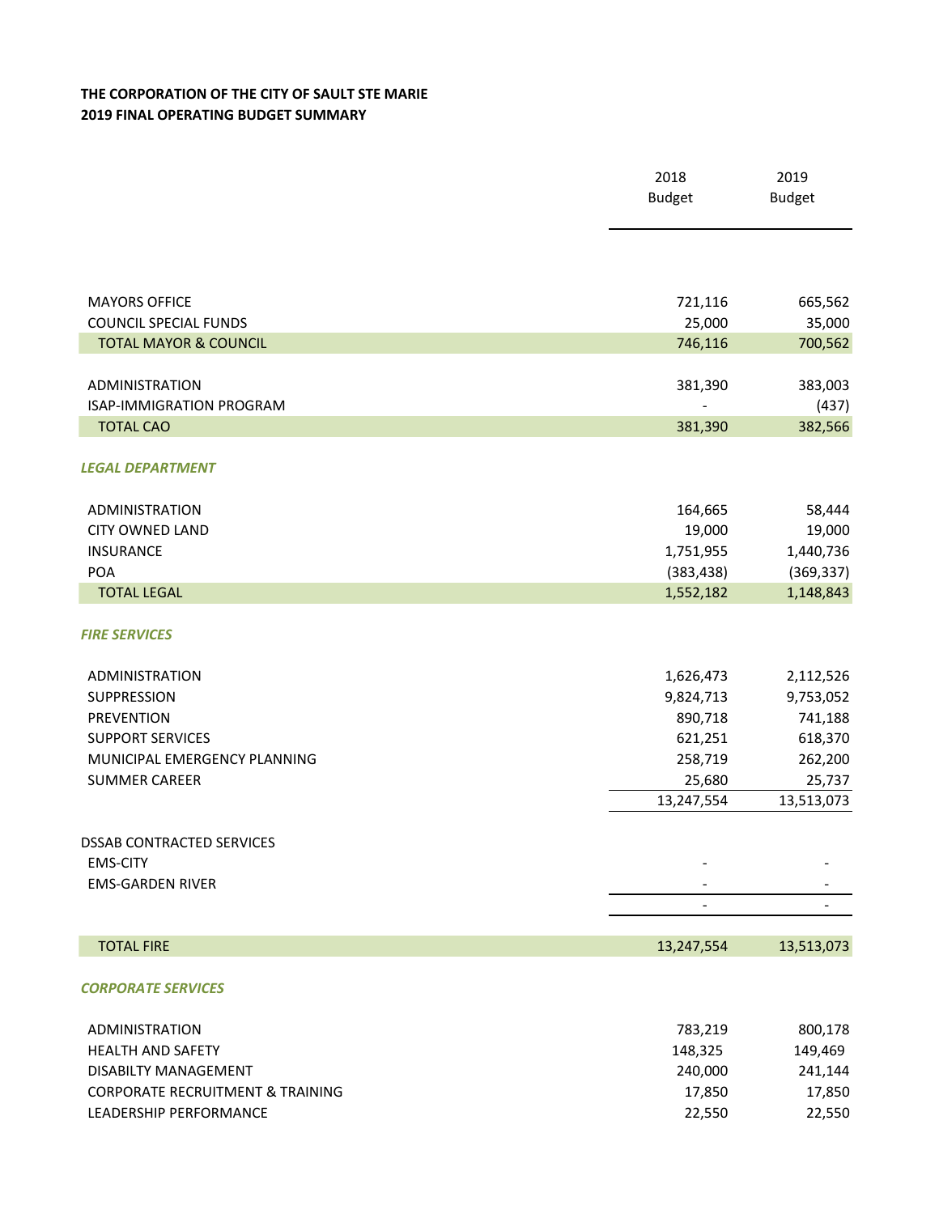**THE CORPORATION OF THE CITY OF SAULT STE MARIE**
**2019 FINAL OPERATING BUDGET SUMMARY**

| | 2018 Budget | 2019 Budget |
|---|---|---|
| MAYORS OFFICE | 721,116 | 665,562 |
| COUNCIL SPECIAL FUNDS | 25,000 | 35,000 |
| **TOTAL MAYOR & COUNCIL** | 746,116 | 700,562 |
| | | |
| ADMINISTRATION | 381,390 | 383,003 |
| ISAP-IMMIGRATION PROGRAM | - | (437) |
| **TOTAL CAO** | 381,390 | 382,566 |
| | | |
| ***LEGAL DEPARTMENT*** | | |
| ADMINISTRATION | 164,665 | 58,444 |
| CITY OWNED LAND | 19,000 | 19,000 |
| INSURANCE | 1,751,955 | 1,440,736 |
| POA | (383,438) | (369,337) |
| **TOTAL LEGAL** | 1,552,182 | 1,148,843 |
| | | |
| ***FIRE SERVICES*** | | |
| ADMINISTRATION | 1,626,473 | 2,112,526 |
| SUPPRESSION | 9,824,713 | 9,753,052 |
| PREVENTION | 890,718 | 741,188 |
| SUPPORT SERVICES | 621,251 | 618,370 |
| MUNICIPAL EMERGENCY PLANNING | 258,719 | 262,200 |
| SUMMER CAREER | 25,680 | 25,737 |
| | 13,247,554 | 13,513,073 |
| | | |
| DSSAB CONTRACTED SERVICES | | |
| EMS-CITY | - | - |
| EMS-GARDEN RIVER | - | - |
| | - | - |
| | | |
| **TOTAL FIRE** | 13,247,554 | 13,513,073 |
| | | |
| ***CORPORATE SERVICES*** | | |
| ADMINISTRATION | 783,219 | 800,178 |
| HEALTH AND SAFETY | 148,325 | 149,469 |
| DISABILTY MANAGEMENT | 240,000 | 241,144 |
| CORPORATE RECRUITMENT & TRAINING | 17,850 | 17,850 |
| LEADERSHIP PERFORMANCE | 22,550 | 22,550 |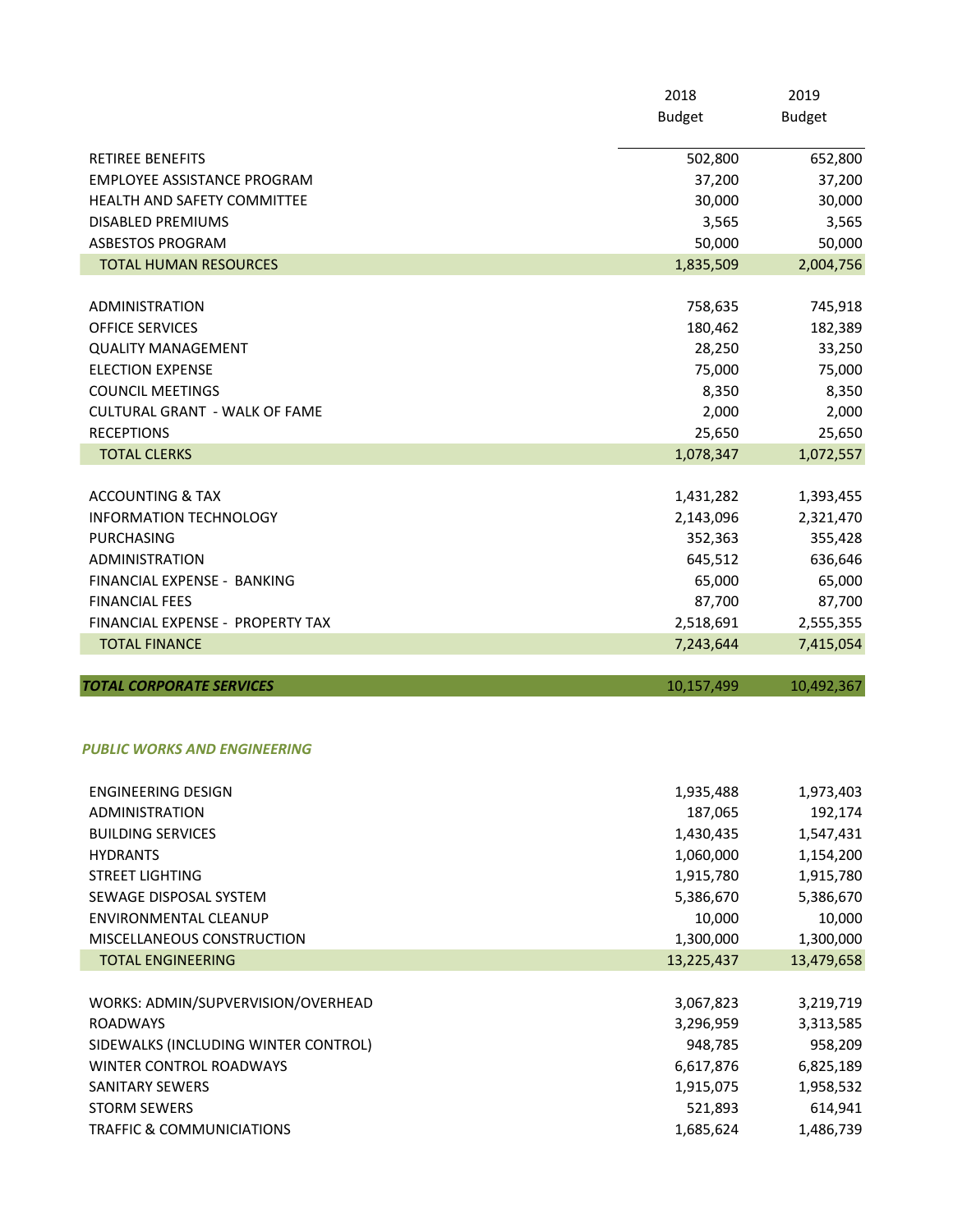| | 2018 Budget | 2019 Budget |
|---|---|---|
| RETIREE BENEFITS | 502,800 | 652,800 |
| EMPLOYEE ASSISTANCE PROGRAM | 37,200 | 37,200 |
| HEALTH AND SAFETY COMMITTEE | 30,000 | 30,000 |
| DISABLED PREMIUMS | 3,565 | 3,565 |
| ASBESTOS PROGRAM | 50,000 | 50,000 |
| TOTAL HUMAN RESOURCES | 1,835,509 | 2,004,756 |
| | | |
| ADMINISTRATION | 758,635 | 745,918 |
| OFFICE SERVICES | 180,462 | 182,389 |
| QUALITY MANAGEMENT | 28,250 | 33,250 |
| ELECTION EXPENSE | 75,000 | 75,000 |
| COUNCIL MEETINGS | 8,350 | 8,350 |
| CULTURAL GRANT - WALK OF FAME | 2,000 | 2,000 |
| RECEPTIONS | 25,650 | 25,650 |
| TOTAL CLERKS | 1,078,347 | 1,072,557 |
| | | |
| ACCOUNTING & TAX | 1,431,282 | 1,393,455 |
| INFORMATION TECHNOLOGY | 2,143,096 | 2,321,470 |
| PURCHASING | 352,363 | 355,428 |
| ADMINISTRATION | 645,512 | 636,646 |
| FINANCIAL EXPENSE - BANKING | 65,000 | 65,000 |
| FINANCIAL FEES | 87,700 | 87,700 |
| FINANCIAL EXPENSE - PROPERTY TAX | 2,518,691 | 2,555,355 |
| TOTAL FINANCE | 7,243,644 | 7,415,054 |
| | | |
| ***TOTAL CORPORATE SERVICES*** | 10,157,499 | 10,492,367 |
| | | |
| ***PUBLIC WORKS AND ENGINEERING*** | | |
| | | |
| ENGINEERING DESIGN | 1,935,488 | 1,973,403 |
| ADMINISTRATION | 187,065 | 192,174 |
| BUILDING SERVICES | 1,430,435 | 1,547,431 |
| HYDRANTS | 1,060,000 | 1,154,200 |
| STREET LIGHTING | 1,915,780 | 1,915,780 |
| SEWAGE DISPOSAL SYSTEM | 5,386,670 | 5,386,670 |
| ENVIRONMENTAL CLEANUP | 10,000 | 10,000 |
| MISCELLANEOUS CONSTRUCTION | 1,300,000 | 1,300,000 |
| TOTAL ENGINEERING | 13,225,437 | 13,479,658 |
| | | |
| WORKS: ADMIN/SUPVERVISION/OVERHEAD | 3,067,823 | 3,219,719 |
| ROADWAYS | 3,296,959 | 3,313,585 |
| SIDEWALKS (INCLUDING WINTER CONTROL) | 948,785 | 958,209 |
| WINTER CONTROL ROADWAYS | 6,617,876 | 6,825,189 |
| SANITARY SEWERS | 1,915,075 | 1,958,532 |
| STORM SEWERS | 521,893 | 614,941 |
| TRAFFIC & COMMUNICIATIONS | 1,685,624 | 1,486,739 |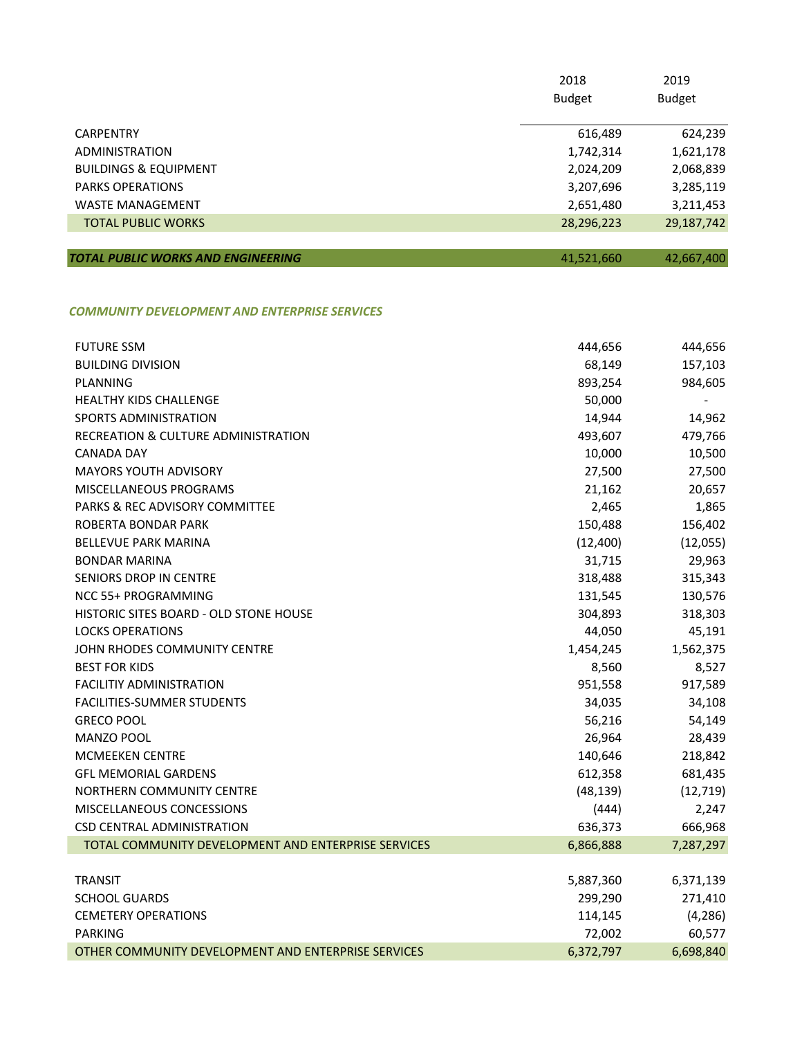| | 2018 Budget | 2019 Budget |
|---|---|---|
| CARPENTRY | 616,489 | 624,239 |
| ADMINISTRATION | 1,742,314 | 1,621,178 |
| BUILDINGS & EQUIPMENT | 2,024,209 | 2,068,839 |
| PARKS OPERATIONS | 3,207,696 | 3,285,119 |
| WASTE MANAGEMENT | 2,651,480 | 3,211,453 |
| TOTAL PUBLIC WORKS | 28,296,223 | 29,187,742 |
| | | |
| ***TOTAL PUBLIC WORKS AND ENGINEERING*** | 41,521,660 | 42,667,400 |

***COMMUNITY DEVELOPMENT AND ENTERPRISE SERVICES***

| | 2018 Budget | 2019 Budget |
|---|---|---|
| FUTURE SSM | 444,656 | 444,656 |
| BUILDING DIVISION | 68,149 | 157,103 |
| PLANNING | 893,254 | 984,605 |
| HEALTHY KIDS CHALLENGE | 50,000 | - |
| SPORTS ADMINISTRATION | 14,944 | 14,962 |
| RECREATION & CULTURE ADMINISTRATION | 493,607 | 479,766 |
| CANADA DAY | 10,000 | 10,500 |
| MAYORS YOUTH ADVISORY | 27,500 | 27,500 |
| MISCELLANEOUS PROGRAMS | 21,162 | 20,657 |
| PARKS & REC ADVISORY COMMITTEE | 2,465 | 1,865 |
| ROBERTA BONDAR PARK | 150,488 | 156,402 |
| BELLEVUE PARK MARINA | (12,400) | (12,055) |
| BONDAR MARINA | 31,715 | 29,963 |
| SENIORS DROP IN CENTRE | 318,488 | 315,343 |
| NCC 55+ PROGRAMMING | 131,545 | 130,576 |
| HISTORIC SITES BOARD - OLD STONE HOUSE | 304,893 | 318,303 |
| LOCKS OPERATIONS | 44,050 | 45,191 |
| JOHN RHODES COMMUNITY CENTRE | 1,454,245 | 1,562,375 |
| BEST FOR KIDS | 8,560 | 8,527 |
| FACILITIY ADMINISTRATION | 951,558 | 917,589 |
| FACILITIES-SUMMER STUDENTS | 34,035 | 34,108 |
| GRECO POOL | 56,216 | 54,149 |
| MANZO POOL | 26,964 | 28,439 |
| MCMEEKEN CENTRE | 140,646 | 218,842 |
| GFL MEMORIAL GARDENS | 612,358 | 681,435 |
| NORTHERN COMMUNITY CENTRE | (48,139) | (12,719) |
| MISCELLANEOUS CONCESSIONS | (444) | 2,247 |
| CSD CENTRAL ADMINISTRATION | 636,373 | 666,968 |
| TOTAL COMMUNITY DEVELOPMENT AND ENTERPRISE SERVICES | 6,866,888 | 7,287,297 |
| | | |
| TRANSIT | 5,887,360 | 6,371,139 |
| SCHOOL GUARDS | 299,290 | 271,410 |
| CEMETERY OPERATIONS | 114,145 | (4,286) |
| PARKING | 72,002 | 60,577 |
| OTHER COMMUNITY DEVELOPMENT AND ENTERPRISE SERVICES | 6,372,797 | 6,698,840 |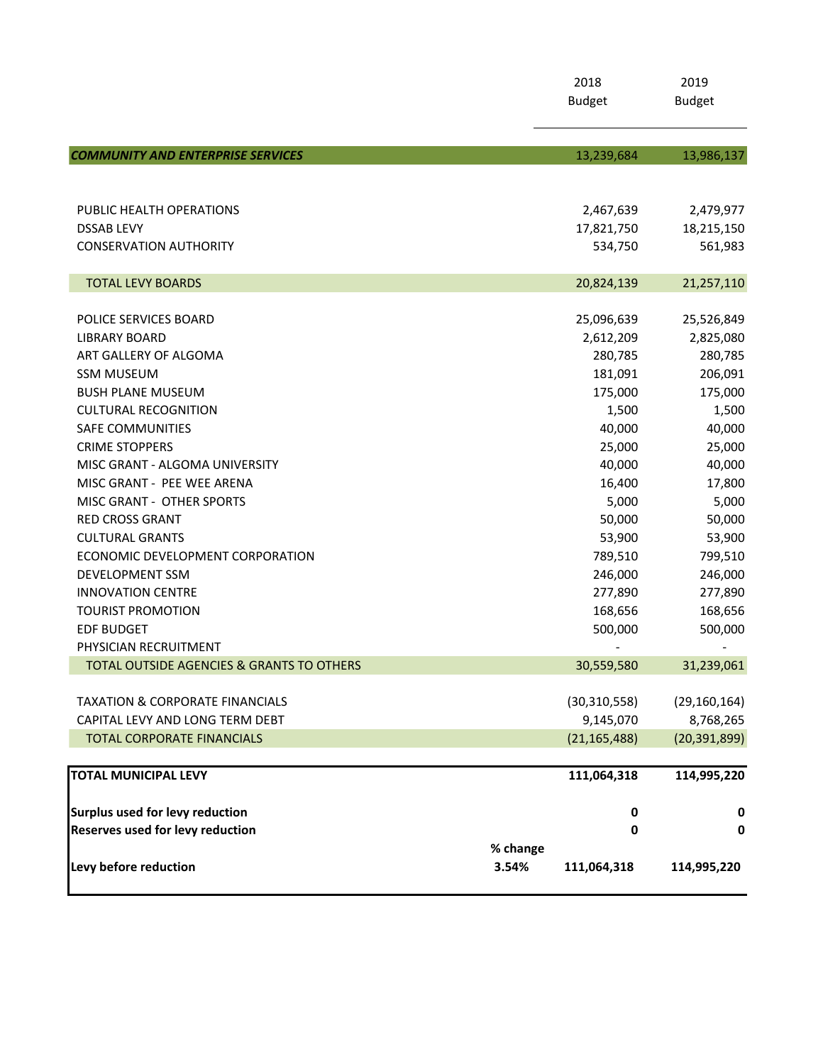| | | 2018 Budget | 2019 Budget |
|---|---|---|---|
| ***COMMUNITY AND ENTERPRISE SERVICES*** | | 13,239,684 | 13,986,137 |
| | | | |
| PUBLIC HEALTH OPERATIONS | | 2,467,639 | 2,479,977 |
| DSSAB LEVY | | 17,821,750 | 18,215,150 |
| CONSERVATION AUTHORITY | | 534,750 | 561,983 |
| TOTAL LEVY BOARDS | | 20,824,139 | 21,257,110 |
| | | | |
| POLICE SERVICES BOARD | | 25,096,639 | 25,526,849 |
| LIBRARY BOARD | | 2,612,209 | 2,825,080 |
| ART GALLERY OF ALGOMA | | 280,785 | 280,785 |
| SSM MUSEUM | | 181,091 | 206,091 |
| BUSH PLANE MUSEUM | | 175,000 | 175,000 |
| CULTURAL RECOGNITION | | 1,500 | 1,500 |
| SAFE COMMUNITIES | | 40,000 | 40,000 |
| CRIME STOPPERS | | 25,000 | 25,000 |
| MISC GRANT - ALGOMA UNIVERSITY | | 40,000 | 40,000 |
| MISC GRANT - PEE WEE ARENA | | 16,400 | 17,800 |
| MISC GRANT - OTHER SPORTS | | 5,000 | 5,000 |
| RED CROSS GRANT | | 50,000 | 50,000 |
| CULTURAL GRANTS | | 53,900 | 53,900 |
| ECONOMIC DEVELOPMENT CORPORATION | | 789,510 | 799,510 |
| DEVELOPMENT SSM | | 246,000 | 246,000 |
| INNOVATION CENTRE | | 277,890 | 277,890 |
| TOURIST PROMOTION | | 168,656 | 168,656 |
| EDF BUDGET | | 500,000 | 500,000 |
| PHYSICIAN RECRUITMENT | | - | - |
| TOTAL OUTSIDE AGENCIES & GRANTS TO OTHERS | | 30,559,580 | 31,239,061 |
| | | | |
| TAXATION & CORPORATE FINANCIALS | | (30,310,558) | (29,160,164) |
| CAPITAL LEVY AND LONG TERM DEBT | | 9,145,070 | 8,768,265 |
| TOTAL CORPORATE FINANCIALS | | (21,165,488) | (20,391,899) |
| | | | |
| **TOTAL MUNICIPAL LEVY** | | **111,064,318** | **114,995,220** |
| | | | |
| **Surplus used for levy reduction** | | **0** | **0** |
| **Reserves used for levy reduction** | | **0** | **0** |
| | **% change** | | |
| **Levy before reduction** | **3.54%** | **111,064,318** | **114,995,220** |